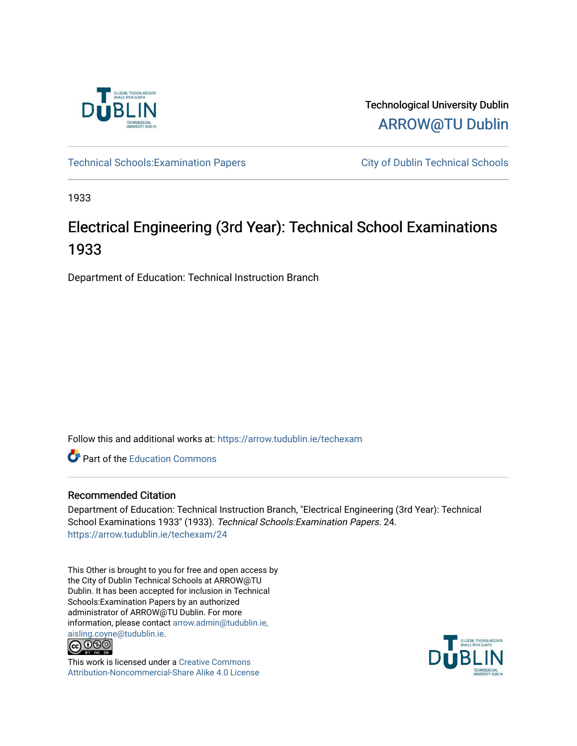Technological University Dublin

ARROW@TU Dublin

Technical Schools:Examination Papers

City of Dublin Technical Schools

1933

# Electrical Engineering (3rd Year): Technical School Examinations 1933

Department of Education: Technical Instruction Branch

Follow this and additional works at: https://arrow.tudublin.ie/techexam

Part of the Education Commons

## Recommended Citation

Department of Education: Technical Instruction Branch, "Electrical Engineering (3rd Year): Technical School Examinations 1933" (1933). *Technical Schools:Examination Papers*. 24.
https://arrow.tudublin.ie/techexam/24

This Other is brought to you for free and open access by the City of Dublin Technical Schools at ARROW@TU Dublin. It has been accepted for inclusion in Technical Schools:Examination Papers by an authorized administrator of ARROW@TU Dublin. For more information, please contact arrow.admin@tudublin.ie, aisling.coyne@tudublin.ie.

This work is licensed under a Creative Commons Attribution-Noncommercial-Share Alike 4.0 License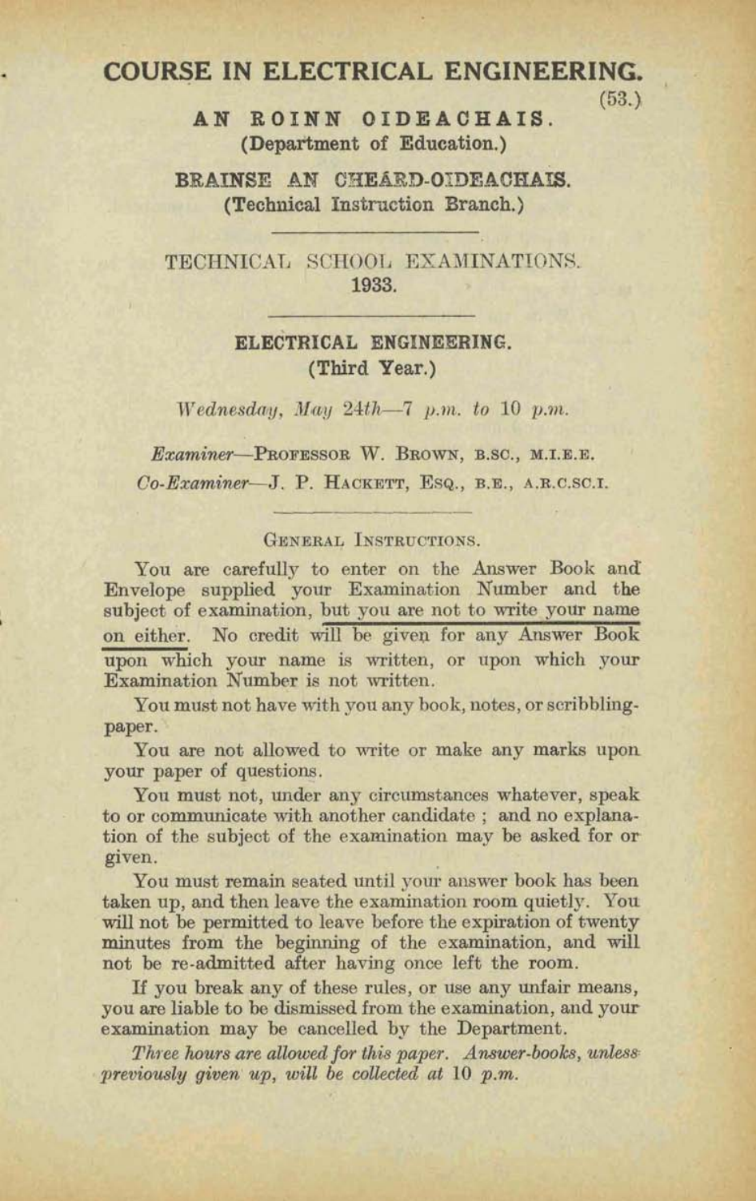# COURSE IN ELECTRICAL ENGINEERING.

(53.)

**AN ROINN OIDEACHAIS.**
**(Department of Education.)**

**BRAINSE AN CHEÁRD-OIDEACHAIS.**
**(Technical Instruction Branch.)**

---

TECHNICAL SCHOOL EXAMINATIONS.
**1933.**

---

**ELECTRICAL ENGINEERING.**
**(Third Year.)**

*Wednesday, May 24th—7 p.m. to 10 p.m.*

*Examiner*—PROFESSOR W. BROWN, B.SC., M.I.E.E.

*Co-Examiner*—J. P. HACKETT, ESQ., B.E., A.R.C.SC.I.

---

GENERAL INSTRUCTIONS.

You are carefully to enter on the Answer Book and Envelope supplied your Examination Number and the subject of examination, but you are not to write your name on either. No credit will be given for any Answer Book upon which your name is written, or upon which your Examination Number is not written.

You must not have with you any book, notes, or scribbling-paper.

You are not allowed to write or make any marks upon your paper of questions.

You must not, under any circumstances whatever, speak to or communicate with another candidate; and no explanation of the subject of the examination may be asked for or given.

You must remain seated until your answer book has been taken up, and then leave the examination room quietly. You will not be permitted to leave before the expiration of twenty minutes from the beginning of the examination, and will not be re-admitted after having once left the room.

If you break any of these rules, or use any unfair means, you are liable to be dismissed from the examination, and your examination may be cancelled by the Department.

*Three hours are allowed for this paper. Answer-books, unless previously given up, will be collected at 10 p.m.*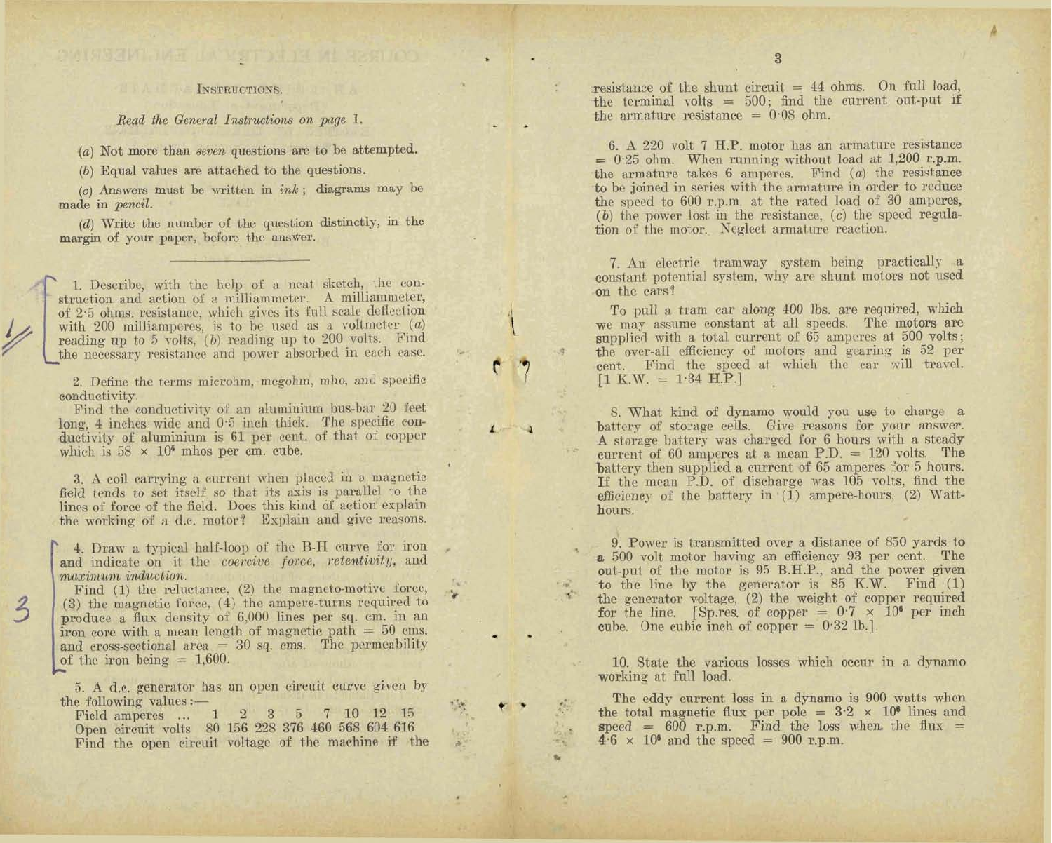INSTRUCTIONS.

*Read the General Instructions on page* 1.

(*a*) Not more than *seven* questions are to be attempted.

(*b*) Equal values are attached to the questions.

(*c*) Answers must be written in *ink*; diagrams may be made in *pencil*.

(*d*) Write the number of the question distinctly, in the margin of your paper, before the answer.

---

1. Describe, with the help of a neat sketch, the construction and action of a milliammeter. A milliammeter, of 2·5 ohms. resistance, which gives its full scale deflection with 200 milliamperes, is to be used as a voltmeter (*a*) reading up to 5 volts, (*b*) reading up to 200 volts. Find the necessary resistance and power absorbed in each case.

2. Define the terms microhm, megohm, mho, and specific conductivity.

Find the conductivity of an aluminium bus-bar 20 feet long, 4 inches wide and 0·5 inch thick. The specific conductivity of aluminium is 61 per cent. of that of copper which is $58 \times 10^4$ mhos per cm. cube.

3. A coil carrying a current when placed in a magnetic field tends to set itself so that its axis is parallel to the lines of force of the field. Does this kind of action explain the working of a d.c. motor? Explain and give reasons.

4. Draw a typical half-loop of the B-H curve for iron and indicate on it the *coercive force*, *retentivity*, and *maximum induction*.

Find (1) the reluctance, (2) the magneto-motive force, (3) the magnetic force, (4) the ampere-turns required to produce a flux density of 6,000 lines per sq. cm. in an iron core with a mean length of magnetic path = 50 cms. and cross-sectional area = 30 sq. cms. The permeability of the iron being = 1,600.

5. A d.c. generator has an open circuit curve given by the following values:—

| Field amperes ... | 1 | 2 | 3 | 5 | 7 | 10 | 12 | 15 |
|---|---|---|---|---|---|---|---|---|
| Open circuit volts | 80 | 156 | 228 | 376 | 460 | 568 | 604 | 616 |

Find the open circuit voltage of the machine if the resistance of the shunt circuit = 44 ohms. On full load, the terminal volts = 500; find the current out-put if the armature resistance = 0·08 ohm.

6. A 220 volt 7 H.P. motor has an armature resistance = 0·25 ohm. When running without load at 1,200 r.p.m. the armature takes 6 amperes. Find (*a*) the resistance to be joined in series with the armature in order to reduce the speed to 600 r.p.m. at the rated load of 30 amperes, (*b*) the power lost in the resistance, (*c*) the speed regulation of the motor. Neglect armature reaction.

7. An electric tramway system being practically a constant potential system, why are shunt motors not used on the cars?

To pull a tram car along 400 lbs. are required, which we may assume constant at all speeds. The motors are supplied with a total current of 65 amperes at 500 volts; the over-all efficiency of motors and gearing is 52 per cent. Find the speed at which the car will travel. [1 K.W. = 1·34 H.P.]

8. What kind of dynamo would you use to charge a battery of storage cells. Give reasons for your answer. A storage battery was charged for 6 hours with a steady current of 60 amperes at a mean P.D. = 120 volts. The battery then supplied a current of 65 amperes for 5 hours. If the mean P.D. of discharge was 105 volts, find the efficiency of the battery in (1) ampere-hours, (2) Watt-hours.

9. Power is transmitted over a distance of 850 yards to a 500 volt motor having an efficiency 93 per cent. The out-put of the motor is 95 B.H.P., and the power given to the line by the generator is 85 K.W. Find (1) the generator voltage, (2) the weight of copper required for the line. [Sp.res. of copper = $0·7 \times 10^6$ per inch cube. One cubic inch of copper = 0·32 lb.].

10. State the various losses which occur in a dynamo working at full load.

The eddy current loss in a dynamo is 900 watts when the total magnetic flux per pole = $3·2 \times 10^6$ lines and speed = 600 r.p.m. Find the loss when the flux = $4·6 \times 10^6$ and the speed = 900 r.p.m.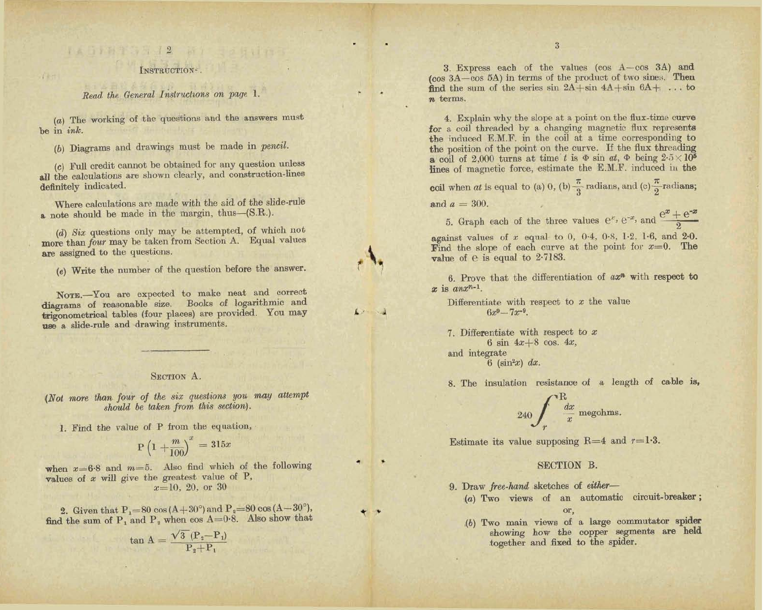## Instructions.

*Read the General Instructions on page* 1.

(*a*) The working of the questions and the answers must be in *ink*.

(*b*) Diagrams and drawings must be made in *pencil*.

(*c*) Full credit cannot be obtained for any question unless all the calculations are shown clearly, and construction-lines definitely indicated.

Where calculations are made with the aid of the slide-rule a note should be made in the margin, thus—(S.R.).

(*d*) *Six* questions only may be attempted, of which not more than *four* may be taken from Section A. Equal values are assigned to the questions.

(*e*) Write the number of the question before the answer.

Note.—You are expected to make neat and correct diagrams of reasonable size. Books of logarithmic and trigonometrical tables (four places) are provided. You may use a slide-rule and drawing instruments.

---

## Section A.

(*Not more than four of the six questions you may attempt should be taken from this section*).

1. Find the value of P from the equation,

$$P\left(1+\frac{m}{100}\right)^{x} = 315x$$

when $x=6{\cdot}8$ and $m=5$. Also find which of the following values of $x$ will give the greatest value of P,

$x=10$, 20, or 30

2. Given that $P_1=80\cos(A+30°)$ and $P_2=80\cos(A-30°)$, find the sum of $P_1$ and $P_2$ when $\cos A=0{\cdot}8$. Also show that

$$\tan A = \frac{\sqrt{3}\,(P_2-P_1)}{P_2+P_1}$$

3. Express each of the values $(\cos A-\cos 3A)$ and $(\cos 3A-\cos 5A)$ in terms of the product of two sines. Then find the sum of the series $\sin 2A+\sin 4A+\sin 6A+\ \ldots$ to $n$ terms.

4. Explain why the slope at a point on the flux-time curve for a coil threaded by a changing magnetic flux represents the induced E.M.F. in the coil at a time corresponding to the position of the point on the curve. If the flux threading a coil of 2,000 turns at time $t$ is $\Phi \sin at$, $\Phi$ being $2{\cdot}5\times10^6$ lines of magnetic force, estimate the E.M.F. induced in the coil when $at$ is equal to (a) 0, (b) $\frac{\pi}{3}$ radians, and (c) $\frac{\pi}{2}$ radians; and $a=300$.

5. Graph each of the three values $e^{x}$, $e^{-x}$, and $\dfrac{e^{x}+e^{-x}}{2}$ against values of $x$ equal to 0, 0·4, 0·8, 1·2, 1·6, and 2·0. Find the slope of each curve at the point for $x=0$. The value of e is equal to 2·7183.

6. Prove that the differentiation of $ax^{n}$ with respect to $x$ is $anx^{n-1}$.

Differentiate with respect to $x$ the value

$6x^{9}-7x^{-9}$.

7. Differentiate with respect to $x$

$6\sin 4x+8\cos 4x$,

and integrate

$6\,(\sin^{2}x)\,dx$.

8. The insulation resistance of a length of cable is,

$$240\int_{r}^{R}\frac{dx}{x}\ \text{megohms.}$$

Estimate its value supposing $R=4$ and $r=1{\cdot}3$.

## Section B.

9. Draw *free-hand* sketches of *either*—

(*a*) Two views of an automatic circuit-breaker;

or,

(*b*) Two main views of a large commutator spider showing how the copper segments are held together and fixed to the spider.